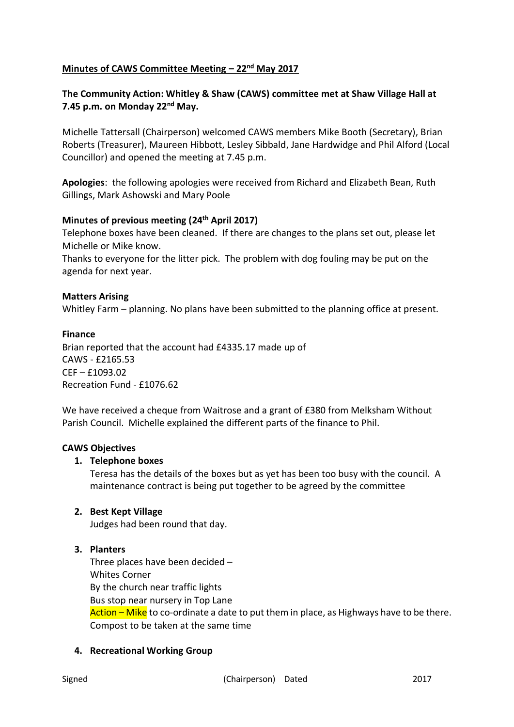**Minutes of CAWS Committee Meeting – 22nd May 2017**

**The Community Action: Whitley & Shaw (CAWS) committee met at Shaw Village Hall at 7.45 p.m. on Monday 22nd May.**

Michelle Tattersall (Chairperson) welcomed CAWS members Mike Booth (Secretary), Brian Roberts (Treasurer), Maureen Hibbott, Lesley Sibbald, Jane Hardwidge and Phil Alford (Local Councillor) and opened the meeting at 7.45 p.m.

**Apologies**: the following apologies were received from Richard and Elizabeth Bean, Ruth Gillings, Mark Ashowski and Mary Poole

**Minutes of previous meeting (24th April 2017)**

Telephone boxes have been cleaned. If there are changes to the plans set out, please let Michelle or Mike know.

Thanks to everyone for the litter pick. The problem with dog fouling may be put on the agenda for next year.

**Matters Arising**

Whitley Farm – planning. No plans have been submitted to the planning office at present.

**Finance**

Brian reported that the account had £4335.17 made up of
CAWS - £2165.53
CEF – £1093.02
Recreation Fund - £1076.62

We have received a cheque from Waitrose and a grant of £380 from Melksham Without Parish Council. Michelle explained the different parts of the finance to Phil.

**CAWS Objectives**

1. **Telephone boxes**

   Teresa has the details of the boxes but as yet has been too busy with the council. A maintenance contract is being put together to be agreed by the committee

2. **Best Kept Village**

   Judges had been round that day.

3. **Planters**

   Three places have been decided –
   Whites Corner
   By the church near traffic lights
   Bus stop near nursery in Top Lane
   Action – Mike to co-ordinate a date to put them in place, as Highways have to be there. Compost to be taken at the same time

4. **Recreational Working Group**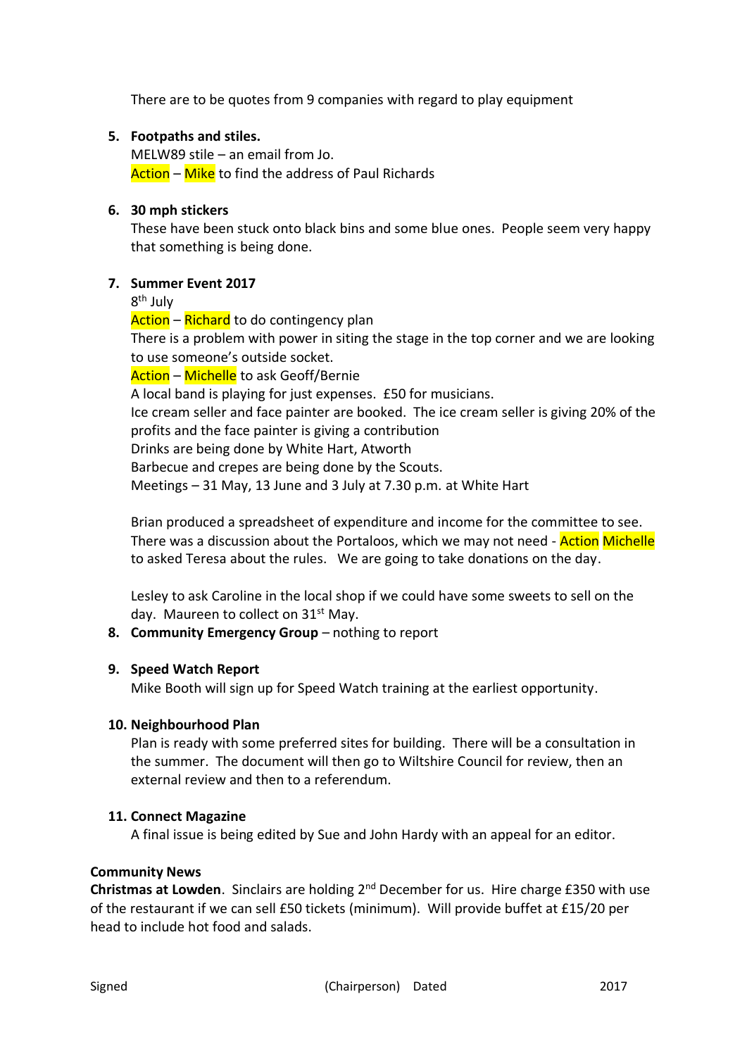There are to be quotes from 9 companies with regard to play equipment

5. **Footpaths and stiles.**
   MELW89 stile – an email from Jo.
   Action – Mike to find the address of Paul Richards

6. **30 mph stickers**
   These have been stuck onto black bins and some blue ones. People seem very happy that something is being done.

7. **Summer Event 2017**
   8th July
   Action – Richard to do contingency plan
   There is a problem with power in siting the stage in the top corner and we are looking to use someone's outside socket.
   Action – Michelle to ask Geoff/Bernie
   A local band is playing for just expenses. £50 for musicians.
   Ice cream seller and face painter are booked. The ice cream seller is giving 20% of the profits and the face painter is giving a contribution
   Drinks are being done by White Hart, Atworth
   Barbecue and crepes are being done by the Scouts.
   Meetings – 31 May, 13 June and 3 July at 7.30 p.m. at White Hart

   Brian produced a spreadsheet of expenditure and income for the committee to see. There was a discussion about the Portaloos, which we may not need - Action Michelle to asked Teresa about the rules. We are going to take donations on the day.

   Lesley to ask Caroline in the local shop if we could have some sweets to sell on the day. Maureen to collect on 31st May.

8. **Community Emergency Group** – nothing to report

9. **Speed Watch Report**
   Mike Booth will sign up for Speed Watch training at the earliest opportunity.

10. **Neighbourhood Plan**
    Plan is ready with some preferred sites for building. There will be a consultation in the summer. The document will then go to Wiltshire Council for review, then an external review and then to a referendum.

11. **Connect Magazine**
    A final issue is being edited by Sue and John Hardy with an appeal for an editor.

**Community News**

**Christmas at Lowden**. Sinclairs are holding 2nd December for us. Hire charge £350 with use of the restaurant if we can sell £50 tickets (minimum). Will provide buffet at £15/20 per head to include hot food and salads.

Signed (Chairperson) Dated 2017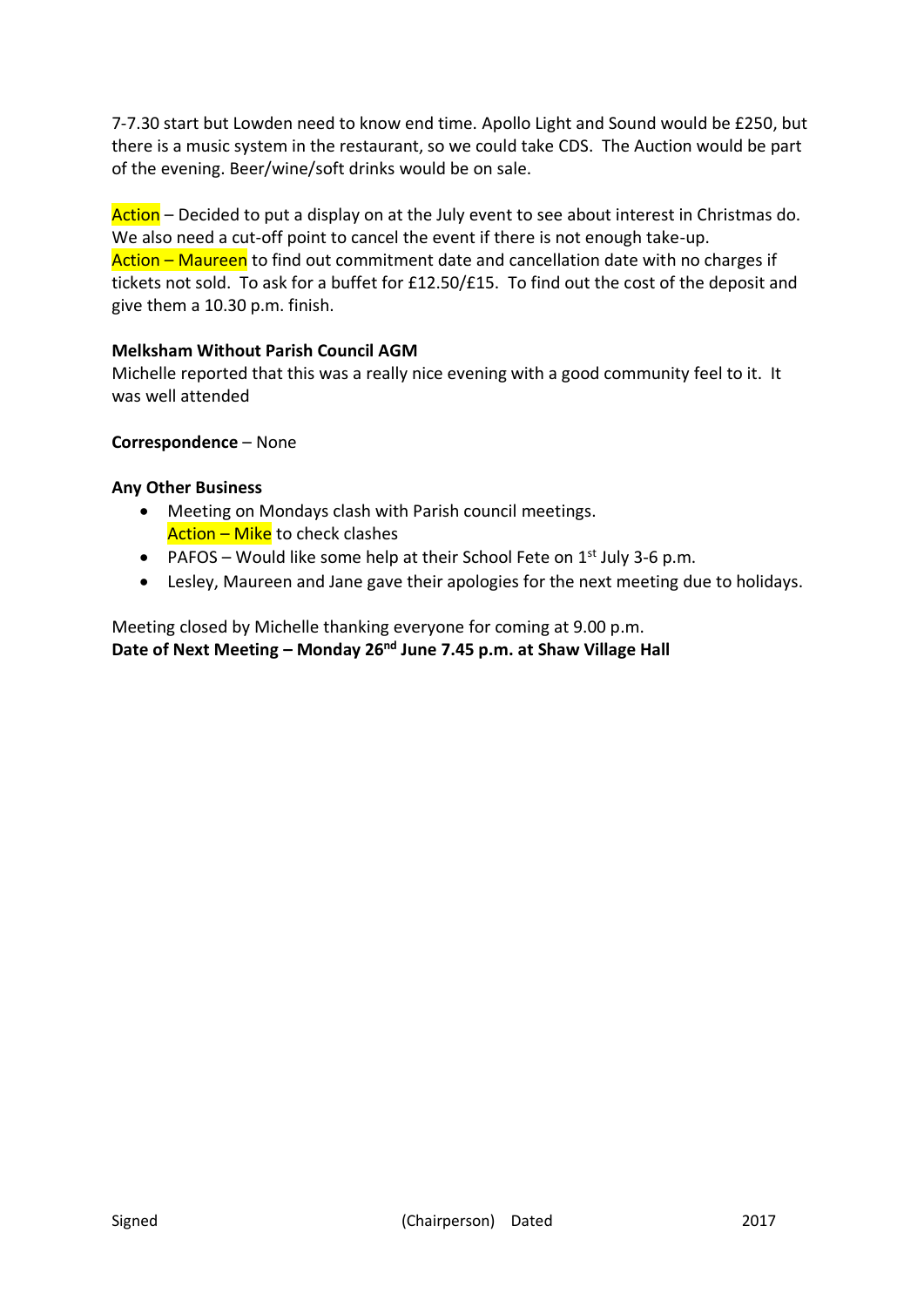7-7.30 start but Lowden need to know end time. Apollo Light and Sound would be £250, but there is a music system in the restaurant, so we could take CDS. The Auction would be part of the evening. Beer/wine/soft drinks would be on sale.

Action – Decided to put a display on at the July event to see about interest in Christmas do. We also need a cut-off point to cancel the event if there is not enough take-up.
Action – Maureen to find out commitment date and cancellation date with no charges if tickets not sold. To ask for a buffet for £12.50/£15. To find out the cost of the deposit and give them a 10.30 p.m. finish.

**Melksham Without Parish Council AGM**
Michelle reported that this was a really nice evening with a good community feel to it. It was well attended

**Correspondence** – None

**Any Other Business**

- Meeting on Mondays clash with Parish council meetings.
  Action – Mike to check clashes
- PAFOS – Would like some help at their School Fete on 1st July 3-6 p.m.
- Lesley, Maureen and Jane gave their apologies for the next meeting due to holidays.

Meeting closed by Michelle thanking everyone for coming at 9.00 p.m.
**Date of Next Meeting – Monday 26th June 7.45 p.m. at Shaw Village Hall**

Signed (Chairperson) Dated 2017